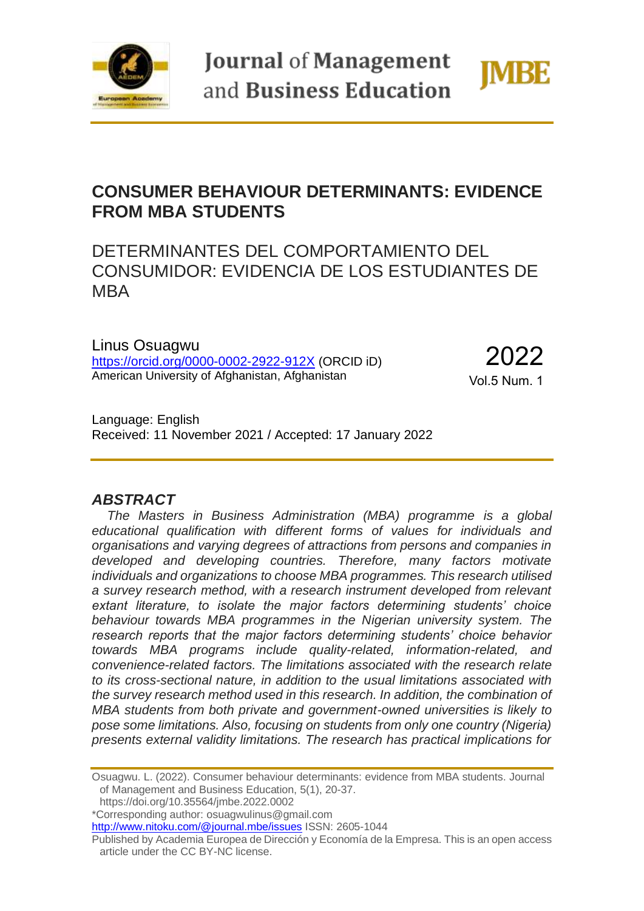# CONSUMER BEHAVIOUR DETERMINANTS: EVIDENCE FROM MBA STUDENTS

## DETERMINANTES DEL COMPORTAMIENTO DEL CONSUMIDOR: EVIDENCIA DE LOS ESTUDIANTES DE MBA

Linus Osuagwu
https://orcid.org/0000-0002-2922-912X (ORCID iD)
American University of Afghanistan, Afghanistan

2022
Vol.5 Num. 1

Language: English
Received: 11 November 2021 / Accepted: 17 January 2022

### *ABSTRACT*

*The Masters in Business Administration (MBA) programme is a global educational qualification with different forms of values for individuals and organisations and varying degrees of attractions from persons and companies in developed and developing countries. Therefore, many factors motivate individuals and organizations to choose MBA programmes. This research utilised a survey research method, with a research instrument developed from relevant extant literature, to isolate the major factors determining students' choice behaviour towards MBA programmes in the Nigerian university system. The research reports that the major factors determining students' choice behavior towards MBA programs include quality-related, information-related, and convenience-related factors. The limitations associated with the research relate to its cross-sectional nature, in addition to the usual limitations associated with the survey research method used in this research. In addition, the combination of MBA students from both private and government-owned universities is likely to pose some limitations. Also, focusing on students from only one country (Nigeria) presents external validity limitations. The research has practical implications for*

---

Osuagwu. L. (2022). Consumer behaviour determinants: evidence from MBA students. Journal of Management and Business Education, 5(1), 20-37. https://doi.org/10.35564/jmbe.2022.0002

*Corresponding author: osuagwulinus@gmail.com

http://www.nitoku.com/@journal.mbe/issues ISSN: 2605-1044

Published by Academia Europea de Dirección y Economía de la Empresa. This is an open access article under the CC BY-NC license.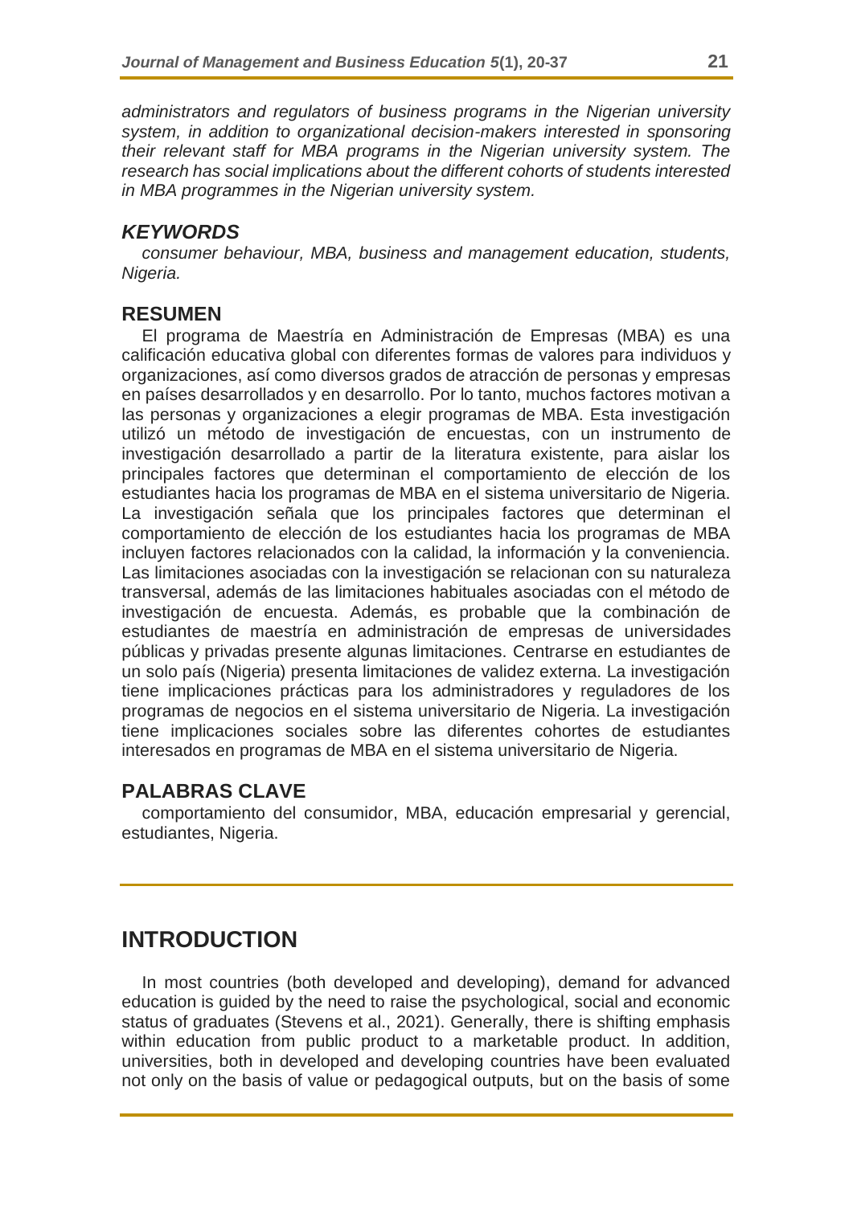*administrators and regulators of business programs in the Nigerian university system, in addition to organizational decision-makers interested in sponsoring their relevant staff for MBA programs in the Nigerian university system. The research has social implications about the different cohorts of students interested in MBA programmes in the Nigerian university system.*

### *KEYWORDS*

*consumer behaviour, MBA, business and management education, students, Nigeria.*

### RESUMEN

El programa de Maestría en Administración de Empresas (MBA) es una calificación educativa global con diferentes formas de valores para individuos y organizaciones, así como diversos grados de atracción de personas y empresas en países desarrollados y en desarrollo. Por lo tanto, muchos factores motivan a las personas y organizaciones a elegir programas de MBA. Esta investigación utilizó un método de investigación de encuestas, con un instrumento de investigación desarrollado a partir de la literatura existente, para aislar los principales factores que determinan el comportamiento de elección de los estudiantes hacia los programas de MBA en el sistema universitario de Nigeria. La investigación señala que los principales factores que determinan el comportamiento de elección de los estudiantes hacia los programas de MBA incluyen factores relacionados con la calidad, la información y la conveniencia. Las limitaciones asociadas con la investigación se relacionan con su naturaleza transversal, además de las limitaciones habituales asociadas con el método de investigación de encuesta. Además, es probable que la combinación de estudiantes de maestría en administración de empresas de universidades públicas y privadas presente algunas limitaciones. Centrarse en estudiantes de un solo país (Nigeria) presenta limitaciones de validez externa. La investigación tiene implicaciones prácticas para los administradores y reguladores de los programas de negocios en el sistema universitario de Nigeria. La investigación tiene implicaciones sociales sobre las diferentes cohortes de estudiantes interesados en programas de MBA en el sistema universitario de Nigeria.

### PALABRAS CLAVE

comportamiento del consumidor, MBA, educación empresarial y gerencial, estudiantes, Nigeria.

## INTRODUCTION

In most countries (both developed and developing), demand for advanced education is guided by the need to raise the psychological, social and economic status of graduates (Stevens et al., 2021). Generally, there is shifting emphasis within education from public product to a marketable product. In addition, universities, both in developed and developing countries have been evaluated not only on the basis of value or pedagogical outputs, but on the basis of some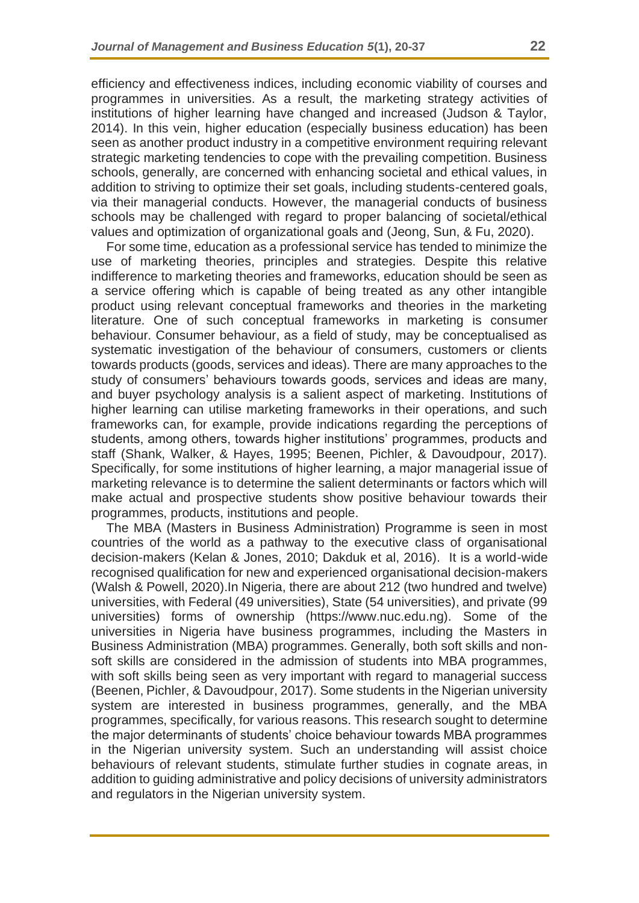efficiency and effectiveness indices, including economic viability of courses and programmes in universities. As a result, the marketing strategy activities of institutions of higher learning have changed and increased (Judson & Taylor, 2014). In this vein, higher education (especially business education) has been seen as another product industry in a competitive environment requiring relevant strategic marketing tendencies to cope with the prevailing competition. Business schools, generally, are concerned with enhancing societal and ethical values, in addition to striving to optimize their set goals, including students-centered goals, via their managerial conducts. However, the managerial conducts of business schools may be challenged with regard to proper balancing of societal/ethical values and optimization of organizational goals and (Jeong, Sun, & Fu, 2020).

For some time, education as a professional service has tended to minimize the use of marketing theories, principles and strategies. Despite this relative indifference to marketing theories and frameworks, education should be seen as a service offering which is capable of being treated as any other intangible product using relevant conceptual frameworks and theories in the marketing literature. One of such conceptual frameworks in marketing is consumer behaviour. Consumer behaviour, as a field of study, may be conceptualised as systematic investigation of the behaviour of consumers, customers or clients towards products (goods, services and ideas). There are many approaches to the study of consumers' behaviours towards goods, services and ideas are many, and buyer psychology analysis is a salient aspect of marketing. Institutions of higher learning can utilise marketing frameworks in their operations, and such frameworks can, for example, provide indications regarding the perceptions of students, among others, towards higher institutions' programmes, products and staff (Shank, Walker, & Hayes, 1995; Beenen, Pichler, & Davoudpour, 2017). Specifically, for some institutions of higher learning, a major managerial issue of marketing relevance is to determine the salient determinants or factors which will make actual and prospective students show positive behaviour towards their programmes, products, institutions and people.

The MBA (Masters in Business Administration) Programme is seen in most countries of the world as a pathway to the executive class of organisational decision-makers (Kelan & Jones, 2010; Dakduk et al, 2016). It is a world-wide recognised qualification for new and experienced organisational decision-makers (Walsh & Powell, 2020).In Nigeria, there are about 212 (two hundred and twelve) universities, with Federal (49 universities), State (54 universities), and private (99 universities) forms of ownership (https://www.nuc.edu.ng). Some of the universities in Nigeria have business programmes, including the Masters in Business Administration (MBA) programmes. Generally, both soft skills and non-soft skills are considered in the admission of students into MBA programmes, with soft skills being seen as very important with regard to managerial success (Beenen, Pichler, & Davoudpour, 2017). Some students in the Nigerian university system are interested in business programmes, generally, and the MBA programmes, specifically, for various reasons. This research sought to determine the major determinants of students' choice behaviour towards MBA programmes in the Nigerian university system. Such an understanding will assist choice behaviours of relevant students, stimulate further studies in cognate areas, in addition to guiding administrative and policy decisions of university administrators and regulators in the Nigerian university system.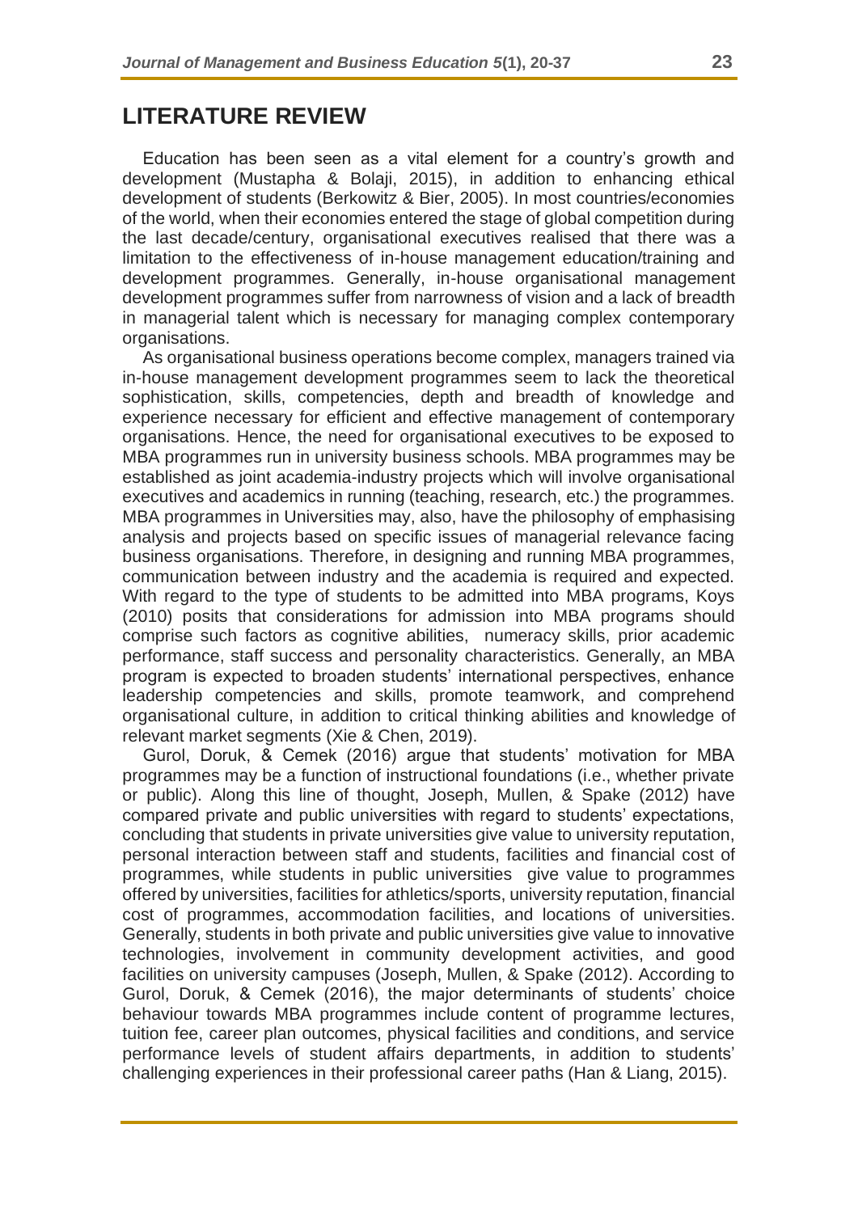## LITERATURE REVIEW

Education has been seen as a vital element for a country's growth and development (Mustapha & Bolaji, 2015), in addition to enhancing ethical development of students (Berkowitz & Bier, 2005). In most countries/economies of the world, when their economies entered the stage of global competition during the last decade/century, organisational executives realised that there was a limitation to the effectiveness of in-house management education/training and development programmes. Generally, in-house organisational management development programmes suffer from narrowness of vision and a lack of breadth in managerial talent which is necessary for managing complex contemporary organisations.

As organisational business operations become complex, managers trained via in-house management development programmes seem to lack the theoretical sophistication, skills, competencies, depth and breadth of knowledge and experience necessary for efficient and effective management of contemporary organisations. Hence, the need for organisational executives to be exposed to MBA programmes run in university business schools. MBA programmes may be established as joint academia-industry projects which will involve organisational executives and academics in running (teaching, research, etc.) the programmes. MBA programmes in Universities may, also, have the philosophy of emphasising analysis and projects based on specific issues of managerial relevance facing business organisations. Therefore, in designing and running MBA programmes, communication between industry and the academia is required and expected. With regard to the type of students to be admitted into MBA programs, Koys (2010) posits that considerations for admission into MBA programs should comprise such factors as cognitive abilities, numeracy skills, prior academic performance, staff success and personality characteristics. Generally, an MBA program is expected to broaden students' international perspectives, enhance leadership competencies and skills, promote teamwork, and comprehend organisational culture, in addition to critical thinking abilities and knowledge of relevant market segments (Xie & Chen, 2019).

Gurol, Doruk, & Cemek (2016) argue that students' motivation for MBA programmes may be a function of instructional foundations (i.e., whether private or public). Along this line of thought, Joseph, Mullen, & Spake (2012) have compared private and public universities with regard to students' expectations, concluding that students in private universities give value to university reputation, personal interaction between staff and students, facilities and financial cost of programmes, while students in public universities give value to programmes offered by universities, facilities for athletics/sports, university reputation, financial cost of programmes, accommodation facilities, and locations of universities. Generally, students in both private and public universities give value to innovative technologies, involvement in community development activities, and good facilities on university campuses (Joseph, Mullen, & Spake (2012). According to Gurol, Doruk, & Cemek (2016), the major determinants of students' choice behaviour towards MBA programmes include content of programme lectures, tuition fee, career plan outcomes, physical facilities and conditions, and service performance levels of student affairs departments, in addition to students' challenging experiences in their professional career paths (Han & Liang, 2015).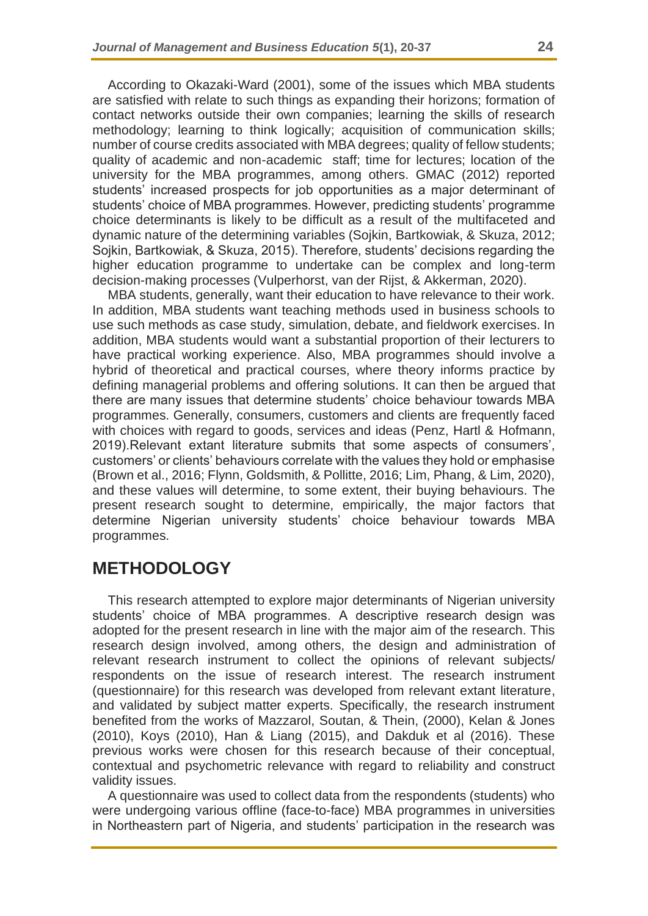According to Okazaki-Ward (2001), some of the issues which MBA students are satisfied with relate to such things as expanding their horizons; formation of contact networks outside their own companies; learning the skills of research methodology; learning to think logically; acquisition of communication skills; number of course credits associated with MBA degrees; quality of fellow students; quality of academic and non-academic staff; time for lectures; location of the university for the MBA programmes, among others. GMAC (2012) reported students' increased prospects for job opportunities as a major determinant of students' choice of MBA programmes. However, predicting students' programme choice determinants is likely to be difficult as a result of the multifaceted and dynamic nature of the determining variables (Sojkin, Bartkowiak, & Skuza, 2012; Sojkin, Bartkowiak, & Skuza, 2015). Therefore, students' decisions regarding the higher education programme to undertake can be complex and long-term decision-making processes (Vulperhorst, van der Rijst, & Akkerman, 2020).

MBA students, generally, want their education to have relevance to their work. In addition, MBA students want teaching methods used in business schools to use such methods as case study, simulation, debate, and fieldwork exercises. In addition, MBA students would want a substantial proportion of their lecturers to have practical working experience. Also, MBA programmes should involve a hybrid of theoretical and practical courses, where theory informs practice by defining managerial problems and offering solutions. It can then be argued that there are many issues that determine students' choice behaviour towards MBA programmes. Generally, consumers, customers and clients are frequently faced with choices with regard to goods, services and ideas (Penz, Hartl & Hofmann, 2019).Relevant extant literature submits that some aspects of consumers', customers' or clients' behaviours correlate with the values they hold or emphasise (Brown et al., 2016; Flynn, Goldsmith, & Pollitte, 2016; Lim, Phang, & Lim, 2020), and these values will determine, to some extent, their buying behaviours. The present research sought to determine, empirically, the major factors that determine Nigerian university students' choice behaviour towards MBA programmes.

## METHODOLOGY

This research attempted to explore major determinants of Nigerian university students' choice of MBA programmes. A descriptive research design was adopted for the present research in line with the major aim of the research. This research design involved, among others, the design and administration of relevant research instrument to collect the opinions of relevant subjects/ respondents on the issue of research interest. The research instrument (questionnaire) for this research was developed from relevant extant literature, and validated by subject matter experts. Specifically, the research instrument benefited from the works of Mazzarol, Soutan, & Thein, (2000), Kelan & Jones (2010), Koys (2010), Han & Liang (2015), and Dakduk et al (2016). These previous works were chosen for this research because of their conceptual, contextual and psychometric relevance with regard to reliability and construct validity issues.

A questionnaire was used to collect data from the respondents (students) who were undergoing various offline (face-to-face) MBA programmes in universities in Northeastern part of Nigeria, and students' participation in the research was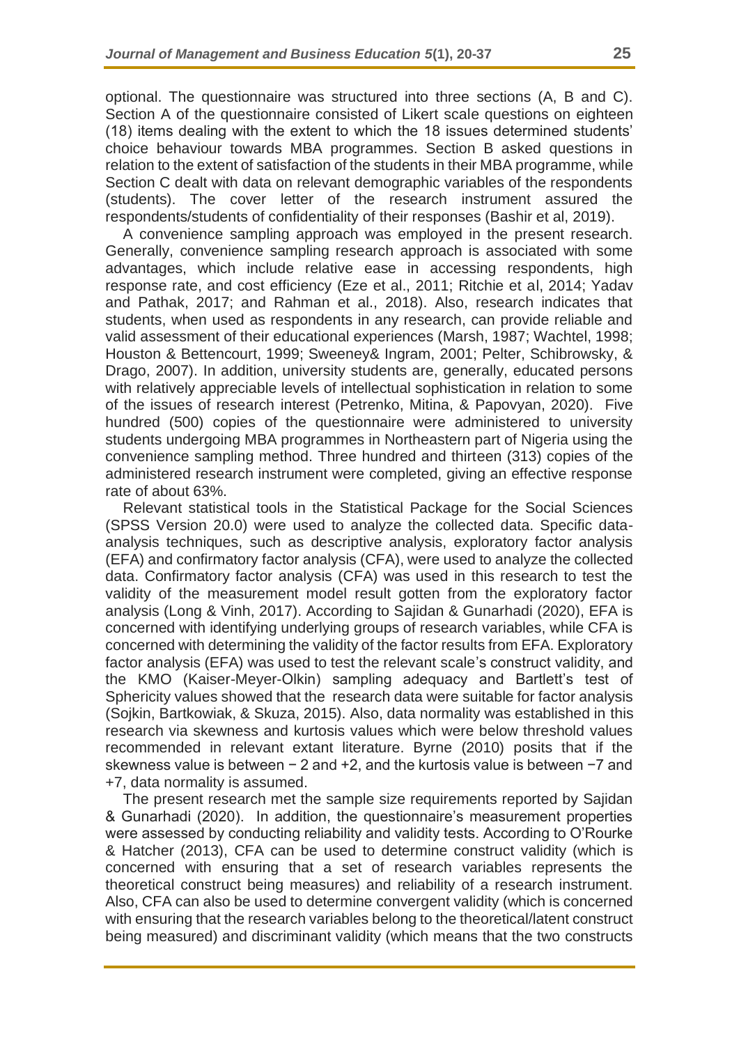optional. The questionnaire was structured into three sections (A, B and C). Section A of the questionnaire consisted of Likert scale questions on eighteen (18) items dealing with the extent to which the 18 issues determined students' choice behaviour towards MBA programmes. Section B asked questions in relation to the extent of satisfaction of the students in their MBA programme, while Section C dealt with data on relevant demographic variables of the respondents (students). The cover letter of the research instrument assured the respondents/students of confidentiality of their responses (Bashir et al, 2019).

A convenience sampling approach was employed in the present research. Generally, convenience sampling research approach is associated with some advantages, which include relative ease in accessing respondents, high response rate, and cost efficiency (Eze et al., 2011; Ritchie et al, 2014; Yadav and Pathak, 2017; and Rahman et al., 2018). Also, research indicates that students, when used as respondents in any research, can provide reliable and valid assessment of their educational experiences (Marsh, 1987; Wachtel, 1998; Houston & Bettencourt, 1999; Sweeney& Ingram, 2001; Pelter, Schibrowsky, & Drago, 2007). In addition, university students are, generally, educated persons with relatively appreciable levels of intellectual sophistication in relation to some of the issues of research interest (Petrenko, Mitina, & Papovyan, 2020). Five hundred (500) copies of the questionnaire were administered to university students undergoing MBA programmes in Northeastern part of Nigeria using the convenience sampling method. Three hundred and thirteen (313) copies of the administered research instrument were completed, giving an effective response rate of about 63%.

Relevant statistical tools in the Statistical Package for the Social Sciences (SPSS Version 20.0) were used to analyze the collected data. Specific data-analysis techniques, such as descriptive analysis, exploratory factor analysis (EFA) and confirmatory factor analysis (CFA), were used to analyze the collected data. Confirmatory factor analysis (CFA) was used in this research to test the validity of the measurement model result gotten from the exploratory factor analysis (Long & Vinh, 2017). According to Sajidan & Gunarhadi (2020), EFA is concerned with identifying underlying groups of research variables, while CFA is concerned with determining the validity of the factor results from EFA. Exploratory factor analysis (EFA) was used to test the relevant scale's construct validity, and the KMO (Kaiser-Meyer-Olkin) sampling adequacy and Bartlett's test of Sphericity values showed that the research data were suitable for factor analysis (Sojkin, Bartkowiak, & Skuza, 2015). Also, data normality was established in this research via skewness and kurtosis values which were below threshold values recommended in relevant extant literature. Byrne (2010) posits that if the skewness value is between − 2 and +2, and the kurtosis value is between −7 and +7, data normality is assumed.

The present research met the sample size requirements reported by Sajidan & Gunarhadi (2020). In addition, the questionnaire's measurement properties were assessed by conducting reliability and validity tests. According to O'Rourke & Hatcher (2013), CFA can be used to determine construct validity (which is concerned with ensuring that a set of research variables represents the theoretical construct being measures) and reliability of a research instrument. Also, CFA can also be used to determine convergent validity (which is concerned with ensuring that the research variables belong to the theoretical/latent construct being measured) and discriminant validity (which means that the two constructs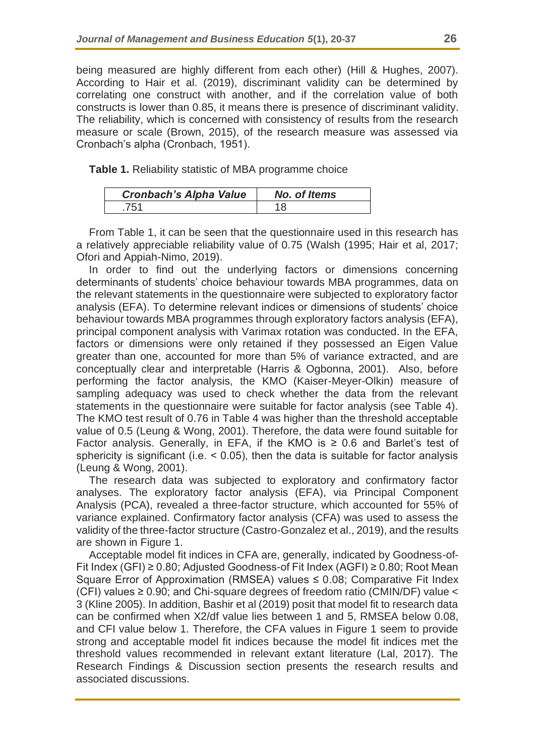being measured are highly different from each other) (Hill & Hughes, 2007). According to Hair et al. (2019), discriminant validity can be determined by correlating one construct with another, and if the correlation value of both constructs is lower than 0.85, it means there is presence of discriminant validity. The reliability, which is concerned with consistency of results from the research measure or scale (Brown, 2015), of the research measure was assessed via Cronbach's alpha (Cronbach, 1951).

**Table 1.** Reliability statistic of MBA programme choice

| *Cronbach's Alpha Value* | *No. of Items* |
|---|---|
| .751 | 18 |

From Table 1, it can be seen that the questionnaire used in this research has a relatively appreciable reliability value of 0.75 (Walsh (1995; Hair et al, 2017; Ofori and Appiah-Nimo, 2019).

In order to find out the underlying factors or dimensions concerning determinants of students' choice behaviour towards MBA programmes, data on the relevant statements in the questionnaire were subjected to exploratory factor analysis (EFA). To determine relevant indices or dimensions of students' choice behaviour towards MBA programmes through exploratory factors analysis (EFA), principal component analysis with Varimax rotation was conducted. In the EFA, factors or dimensions were only retained if they possessed an Eigen Value greater than one, accounted for more than 5% of variance extracted, and are conceptually clear and interpretable (Harris & Ogbonna, 2001). Also, before performing the factor analysis, the KMO (Kaiser-Meyer-Olkin) measure of sampling adequacy was used to check whether the data from the relevant statements in the questionnaire were suitable for factor analysis (see Table 4). The KMO test result of 0.76 in Table 4 was higher than the threshold acceptable value of 0.5 (Leung & Wong, 2001). Therefore, the data were found suitable for Factor analysis. Generally, in EFA, if the KMO is ≥ 0.6 and Barlet's test of sphericity is significant (i.e. < 0.05), then the data is suitable for factor analysis (Leung & Wong, 2001).

The research data was subjected to exploratory and confirmatory factor analyses. The exploratory factor analysis (EFA), via Principal Component Analysis (PCA), revealed a three-factor structure, which accounted for 55% of variance explained. Confirmatory factor analysis (CFA) was used to assess the validity of the three-factor structure (Castro-Gonzalez et al., 2019), and the results are shown in Figure 1.

Acceptable model fit indices in CFA are, generally, indicated by Goodness-of-Fit Index (GFI) ≥ 0.80; Adjusted Goodness-of Fit Index (AGFI) ≥ 0.80; Root Mean Square Error of Approximation (RMSEA) values ≤ 0.08; Comparative Fit Index (CFI) values ≥ 0.90; and Chi-square degrees of freedom ratio (CMIN/DF) value < 3 (Kline 2005). In addition, Bashir et al (2019) posit that model fit to research data can be confirmed when X2/df value lies between 1 and 5, RMSEA below 0.08, and CFI value below 1. Therefore, the CFA values in Figure 1 seem to provide strong and acceptable model fit indices because the model fit indices met the threshold values recommended in relevant extant literature (Lal, 2017). The Research Findings & Discussion section presents the research results and associated discussions.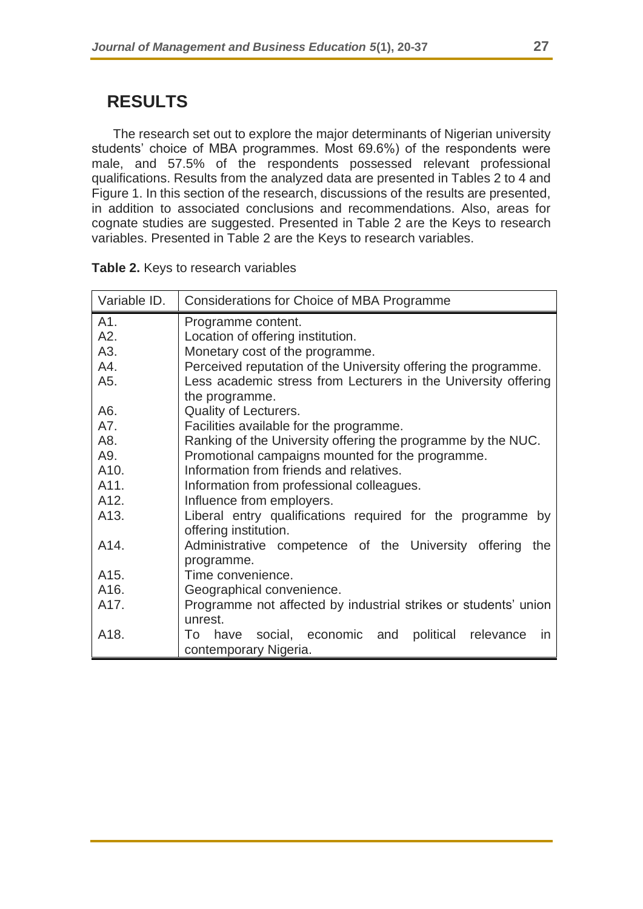# RESULTS

The research set out to explore the major determinants of Nigerian university students' choice of MBA programmes. Most 69.6%) of the respondents were male, and 57.5% of the respondents possessed relevant professional qualifications. Results from the analyzed data are presented in Tables 2 to 4 and Figure 1. In this section of the research, discussions of the results are presented, in addition to associated conclusions and recommendations. Also, areas for cognate studies are suggested. Presented in Table 2 are the Keys to research variables. Presented in Table 2 are the Keys to research variables.

**Table 2.** Keys to research variables

| Variable ID. | Considerations for Choice of MBA Programme |
|---|---|
| A1. | Programme content. |
| A2. | Location of offering institution. |
| A3. | Monetary cost of the programme. |
| A4. | Perceived reputation of the University offering the programme. |
| A5. | Less academic stress from Lecturers in the University offering the programme. |
| A6. | Quality of Lecturers. |
| A7. | Facilities available for the programme. |
| A8. | Ranking of the University offering the programme by the NUC. |
| A9. | Promotional campaigns mounted for the programme. |
| A10. | Information from friends and relatives. |
| A11. | Information from professional colleagues. |
| A12. | Influence from employers. |
| A13. | Liberal entry qualifications required for the programme by offering institution. |
| A14. | Administrative competence of the University offering the programme. |
| A15. | Time convenience. |
| A16. | Geographical convenience. |
| A17. | Programme not affected by industrial strikes or students' union unrest. |
| A18. | To have social, economic and political relevance in contemporary Nigeria. |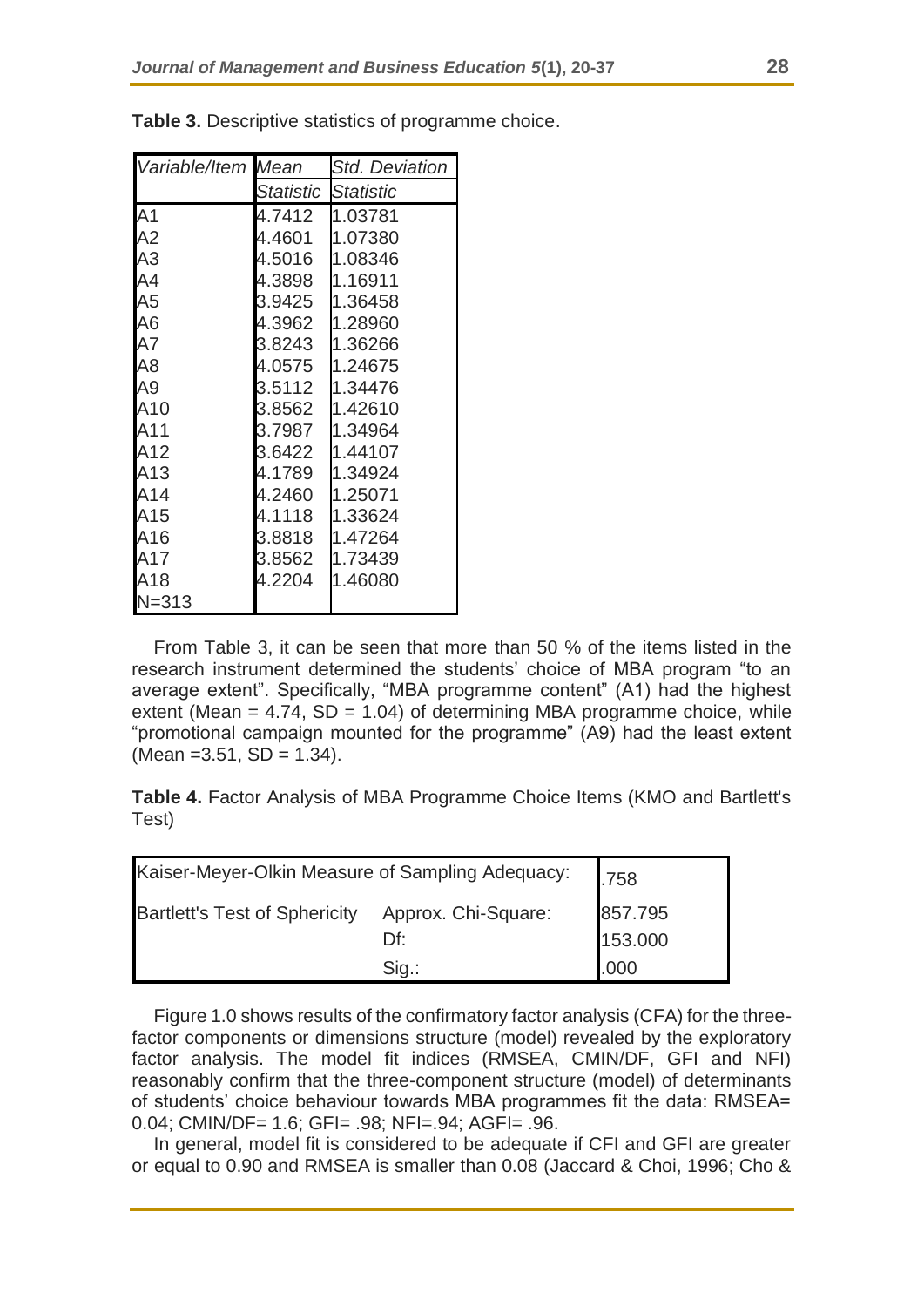**Table 3.** Descriptive statistics of programme choice.

| *Variable/Item* | *Mean* | *Std. Deviation* |
|---|---|---|
| | *Statistic* | *Statistic* |
| A1 | 4.7412 | 1.03781 |
| A2 | 4.4601 | 1.07380 |
| A3 | 4.5016 | 1.08346 |
| A4 | 4.3898 | 1.16911 |
| A5 | 3.9425 | 1.36458 |
| A6 | 4.3962 | 1.28960 |
| A7 | 3.8243 | 1.36266 |
| A8 | 4.0575 | 1.24675 |
| A9 | 3.5112 | 1.34476 |
| A10 | 3.8562 | 1.42610 |
| A11 | 3.7987 | 1.34964 |
| A12 | 3.6422 | 1.44107 |
| A13 | 4.1789 | 1.34924 |
| A14 | 4.2460 | 1.25071 |
| A15 | 4.1118 | 1.33624 |
| A16 | 3.8818 | 1.47264 |
| A17 | 3.8562 | 1.73439 |
| A18 | 4.2204 | 1.46080 |
| N=313 | | |

From Table 3, it can be seen that more than 50 % of the items listed in the research instrument determined the students' choice of MBA program "to an average extent". Specifically, "MBA programme content" (A1) had the highest extent (Mean = 4.74, SD = 1.04) of determining MBA programme choice, while "promotional campaign mounted for the programme" (A9) had the least extent (Mean =3.51, SD = 1.34).

**Table 4.** Factor Analysis of MBA Programme Choice Items (KMO and Bartlett's Test)

| Kaiser-Meyer-Olkin Measure of Sampling Adequacy: | | .758 |
|---|---|---|
| Bartlett's Test of Sphericity | Approx. Chi-Square: | 857.795 |
| | Df: | 153.000 |
| | Sig.: | .000 |

Figure 1.0 shows results of the confirmatory factor analysis (CFA) for the three-factor components or dimensions structure (model) revealed by the exploratory factor analysis. The model fit indices (RMSEA, CMIN/DF, GFI and NFI) reasonably confirm that the three-component structure (model) of determinants of students' choice behaviour towards MBA programmes fit the data: RMSEA= 0.04; CMIN/DF= 1.6; GFI= .98; NFI=.94; AGFI= .96.

In general, model fit is considered to be adequate if CFI and GFI are greater or equal to 0.90 and RMSEA is smaller than 0.08 (Jaccard & Choi, 1996; Cho &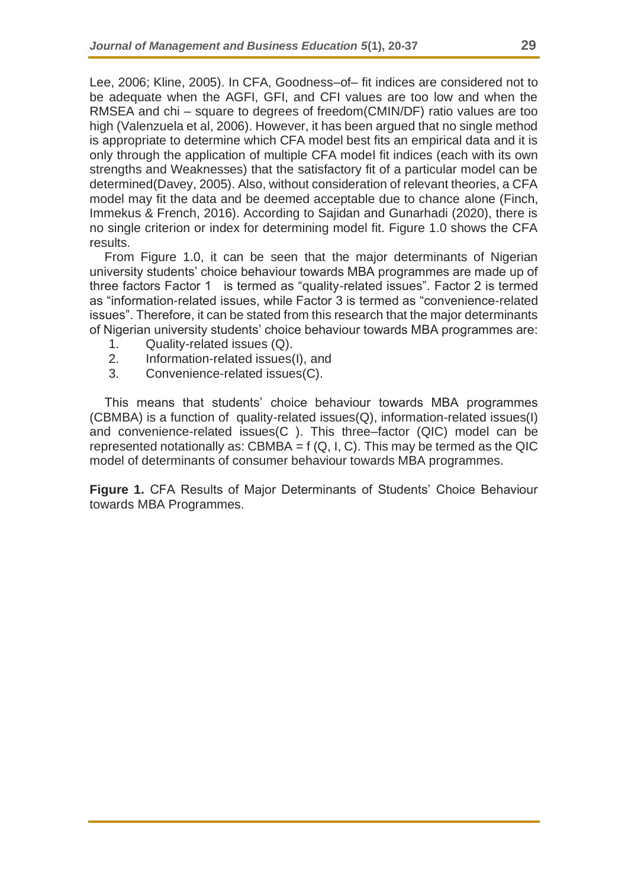Lee, 2006; Kline, 2005). In CFA, Goodness–of– fit indices are considered not to be adequate when the AGFI, GFI, and CFI values are too low and when the RMSEA and chi – square to degrees of freedom(CMIN/DF) ratio values are too high (Valenzuela et al, 2006). However, it has been argued that no single method is appropriate to determine which CFA model best fits an empirical data and it is only through the application of multiple CFA model fit indices (each with its own strengths and Weaknesses) that the satisfactory fit of a particular model can be determined(Davey, 2005). Also, without consideration of relevant theories, a CFA model may fit the data and be deemed acceptable due to chance alone (Finch, Immekus & French, 2016). According to Sajidan and Gunarhadi (2020), there is no single criterion or index for determining model fit. Figure 1.0 shows the CFA results.

From Figure 1.0, it can be seen that the major determinants of Nigerian university students' choice behaviour towards MBA programmes are made up of three factors Factor 1 is termed as "quality-related issues". Factor 2 is termed as "information-related issues, while Factor 3 is termed as "convenience-related issues". Therefore, it can be stated from this research that the major determinants of Nigerian university students' choice behaviour towards MBA programmes are:

1. Quality-related issues (Q).
2. Information-related issues(I), and
3. Convenience-related issues(C).

This means that students' choice behaviour towards MBA programmes (CBMBA) is a function of quality-related issues(Q), information-related issues(I) and convenience-related issues(C ). This three–factor (QIC) model can be represented notationally as: CBMBA = f (Q, I, C). This may be termed as the QIC model of determinants of consumer behaviour towards MBA programmes.

**Figure 1.** CFA Results of Major Determinants of Students' Choice Behaviour towards MBA Programmes.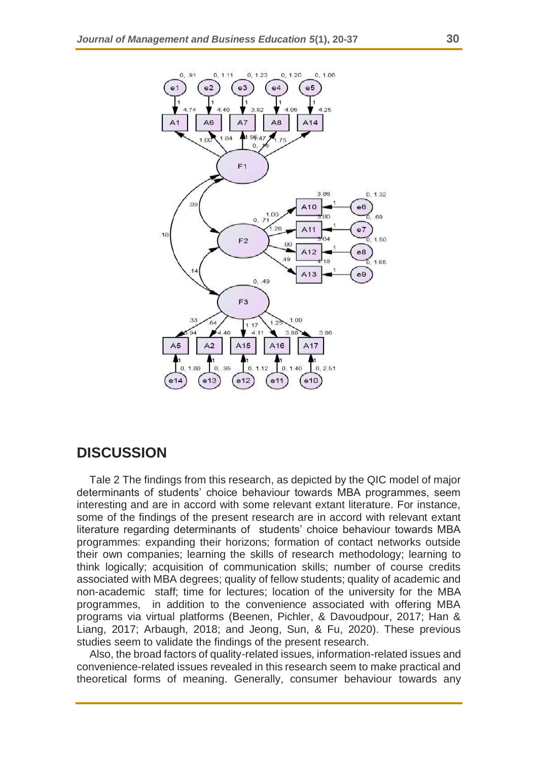## DISCUSSION

Tale 2 The findings from this research, as depicted by the QIC model of major determinants of students' choice behaviour towards MBA programmes, seem interesting and are in accord with some relevant extant literature. For instance, some of the findings of the present research are in accord with relevant extant literature regarding determinants of students' choice behaviour towards MBA programmes: expanding their horizons; formation of contact networks outside their own companies; learning the skills of research methodology; learning to think logically; acquisition of communication skills; number of course credits associated with MBA degrees; quality of fellow students; quality of academic and non-academic staff; time for lectures; location of the university for the MBA programmes, in addition to the convenience associated with offering MBA programs via virtual platforms (Beenen, Pichler, & Davoudpour, 2017; Han & Liang, 2017; Arbaugh, 2018; and Jeong, Sun, & Fu, 2020). These previous studies seem to validate the findings of the present research.

Also, the broad factors of quality-related issues, information-related issues and convenience-related issues revealed in this research seem to make practical and theoretical forms of meaning. Generally, consumer behaviour towards any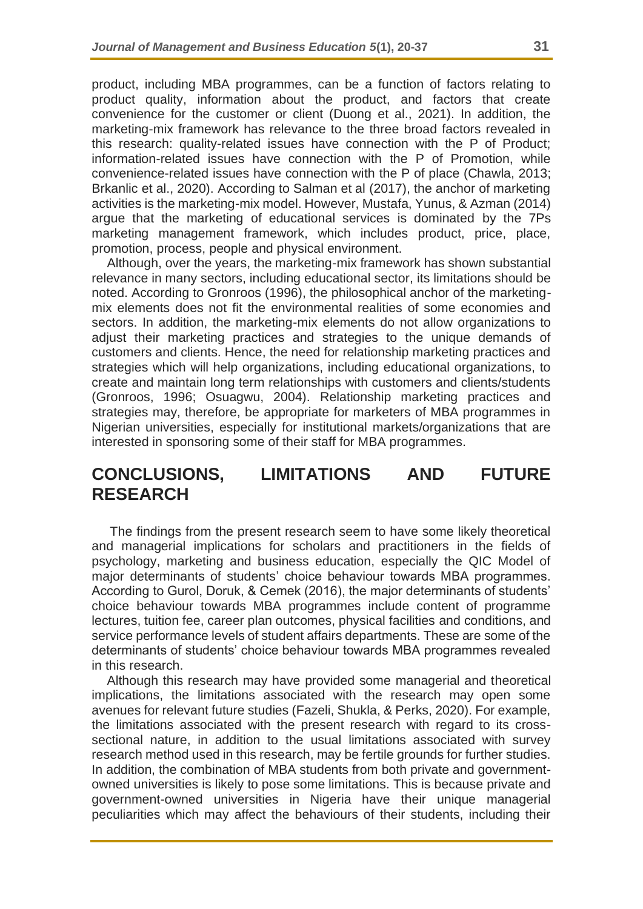product, including MBA programmes, can be a function of factors relating to product quality, information about the product, and factors that create convenience for the customer or client (Duong et al., 2021). In addition, the marketing-mix framework has relevance to the three broad factors revealed in this research: quality-related issues have connection with the P of Product; information-related issues have connection with the P of Promotion, while convenience-related issues have connection with the P of place (Chawla, 2013; Brkanlic et al., 2020). According to Salman et al (2017), the anchor of marketing activities is the marketing-mix model. However, Mustafa, Yunus, & Azman (2014) argue that the marketing of educational services is dominated by the 7Ps marketing management framework, which includes product, price, place, promotion, process, people and physical environment.

Although, over the years, the marketing-mix framework has shown substantial relevance in many sectors, including educational sector, its limitations should be noted. According to Gronroos (1996), the philosophical anchor of the marketing-mix elements does not fit the environmental realities of some economies and sectors. In addition, the marketing-mix elements do not allow organizations to adjust their marketing practices and strategies to the unique demands of customers and clients. Hence, the need for relationship marketing practices and strategies which will help organizations, including educational organizations, to create and maintain long term relationships with customers and clients/students (Gronroos, 1996; Osuagwu, 2004). Relationship marketing practices and strategies may, therefore, be appropriate for marketers of MBA programmes in Nigerian universities, especially for institutional markets/organizations that are interested in sponsoring some of their staff for MBA programmes.

## CONCLUSIONS, LIMITATIONS AND FUTURE RESEARCH

The findings from the present research seem to have some likely theoretical and managerial implications for scholars and practitioners in the fields of psychology, marketing and business education, especially the QIC Model of major determinants of students' choice behaviour towards MBA programmes. According to Gurol, Doruk, & Cemek (2016), the major determinants of students' choice behaviour towards MBA programmes include content of programme lectures, tuition fee, career plan outcomes, physical facilities and conditions, and service performance levels of student affairs departments. These are some of the determinants of students' choice behaviour towards MBA programmes revealed in this research.

Although this research may have provided some managerial and theoretical implications, the limitations associated with the research may open some avenues for relevant future studies (Fazeli, Shukla, & Perks, 2020). For example, the limitations associated with the present research with regard to its cross-sectional nature, in addition to the usual limitations associated with survey research method used in this research, may be fertile grounds for further studies. In addition, the combination of MBA students from both private and government-owned universities is likely to pose some limitations. This is because private and government-owned universities in Nigeria have their unique managerial peculiarities which may affect the behaviours of their students, including their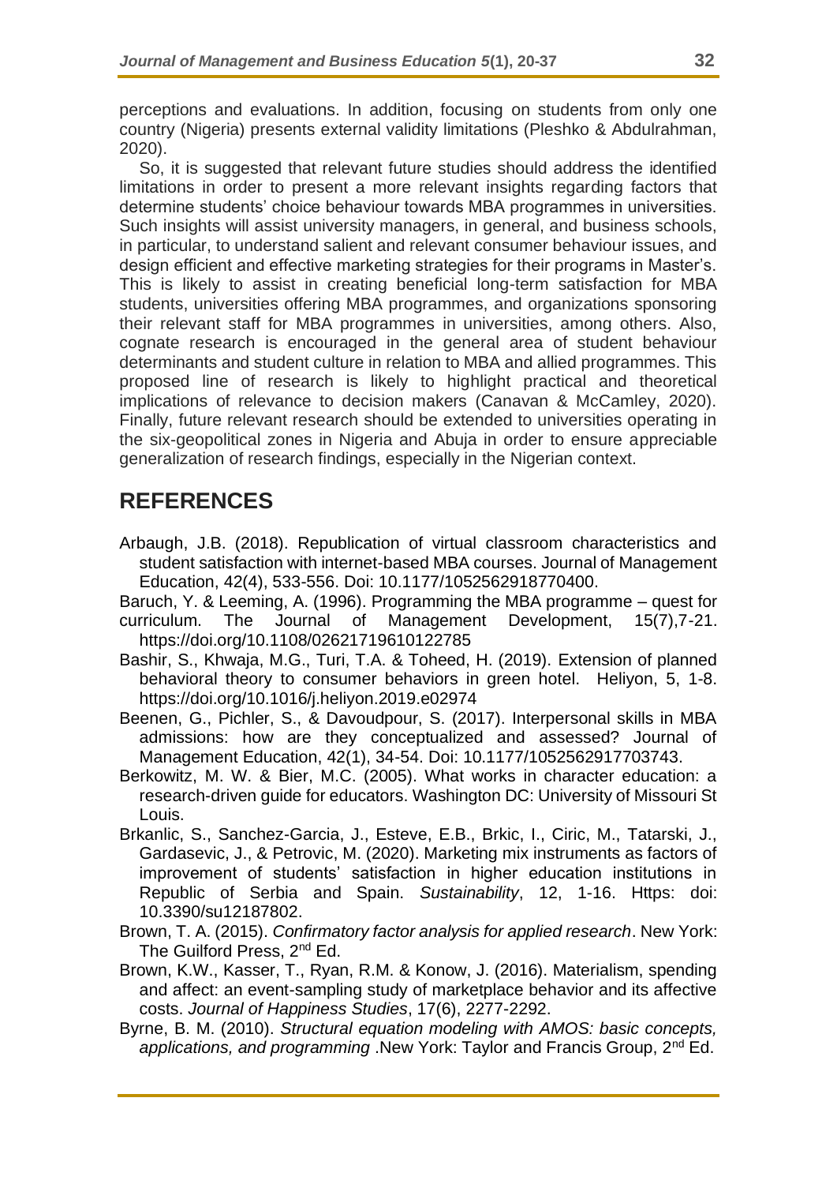perceptions and evaluations. In addition, focusing on students from only one country (Nigeria) presents external validity limitations (Pleshko & Abdulrahman, 2020).

So, it is suggested that relevant future studies should address the identified limitations in order to present a more relevant insights regarding factors that determine students' choice behaviour towards MBA programmes in universities. Such insights will assist university managers, in general, and business schools, in particular, to understand salient and relevant consumer behaviour issues, and design efficient and effective marketing strategies for their programs in Master's. This is likely to assist in creating beneficial long-term satisfaction for MBA students, universities offering MBA programmes, and organizations sponsoring their relevant staff for MBA programmes in universities, among others. Also, cognate research is encouraged in the general area of student behaviour determinants and student culture in relation to MBA and allied programmes. This proposed line of research is likely to highlight practical and theoretical implications of relevance to decision makers (Canavan & McCamley, 2020). Finally, future relevant research should be extended to universities operating in the six-geopolitical zones in Nigeria and Abuja in order to ensure appreciable generalization of research findings, especially in the Nigerian context.

## REFERENCES

Arbaugh, J.B. (2018). Republication of virtual classroom characteristics and student satisfaction with internet-based MBA courses. Journal of Management Education, 42(4), 533-556. Doi: 10.1177/1052562918770400.

Baruch, Y. & Leeming, A. (1996). Programming the MBA programme – quest for curriculum. The Journal of Management Development, 15(7),7-21. https://doi.org/10.1108/02621719610122785

Bashir, S., Khwaja, M.G., Turi, T.A. & Toheed, H. (2019). Extension of planned behavioral theory to consumer behaviors in green hotel. Heliyon, 5, 1-8. https://doi.org/10.1016/j.heliyon.2019.e02974

Beenen, G., Pichler, S., & Davoudpour, S. (2017). Interpersonal skills in MBA admissions: how are they conceptualized and assessed? Journal of Management Education, 42(1), 34-54. Doi: 10.1177/1052562917703743.

Berkowitz, M. W. & Bier, M.C. (2005). What works in character education: a research-driven guide for educators. Washington DC: University of Missouri St Louis.

Brkanlic, S., Sanchez-Garcia, J., Esteve, E.B., Brkic, I., Ciric, M., Tatarski, J., Gardasevic, J., & Petrovic, M. (2020). Marketing mix instruments as factors of improvement of students' satisfaction in higher education institutions in Republic of Serbia and Spain. *Sustainability*, 12, 1-16. Https: doi: 10.3390/su12187802.

Brown, T. A. (2015). *Confirmatory factor analysis for applied research*. New York: The Guilford Press, 2nd Ed.

Brown, K.W., Kasser, T., Ryan, R.M. & Konow, J. (2016). Materialism, spending and affect: an event-sampling study of marketplace behavior and its affective costs. *Journal of Happiness Studies*, 17(6), 2277-2292.

Byrne, B. M. (2010). *Structural equation modeling with AMOS: basic concepts, applications, and programming* .New York: Taylor and Francis Group, 2nd Ed.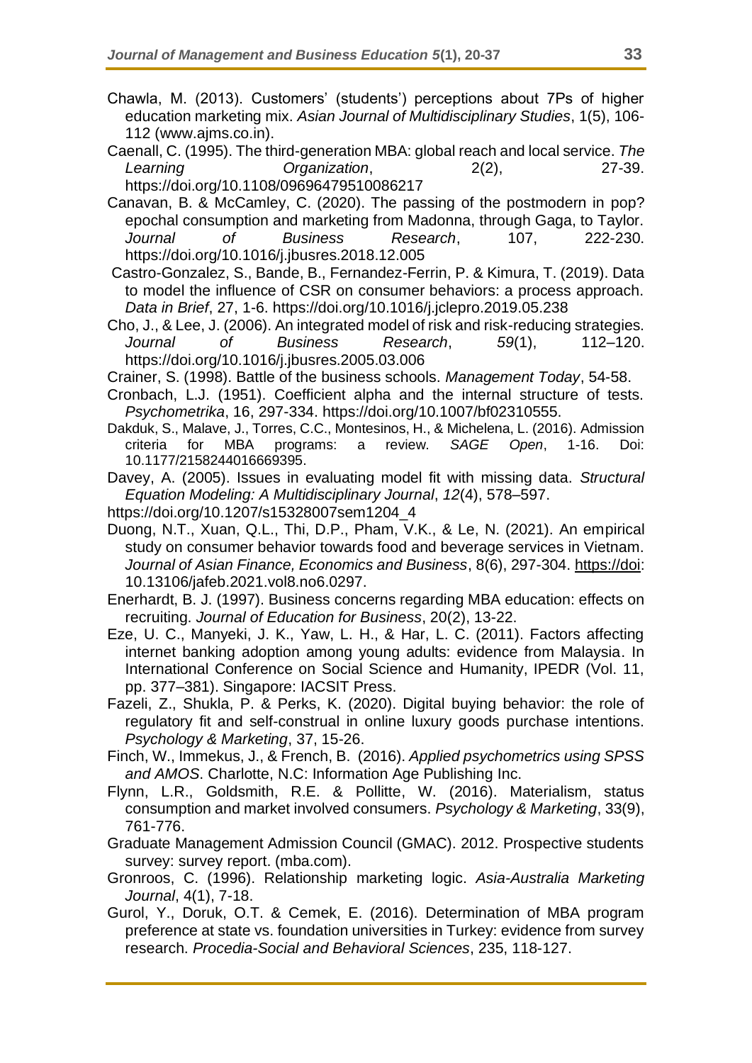Chawla, M. (2013). Customers' (students') perceptions about 7Ps of higher education marketing mix. *Asian Journal of Multidisciplinary Studies*, 1(5), 106-112 (www.ajms.co.in).

Caenall, C. (1995). The third-generation MBA: global reach and local service. *The Learning Organization*, 2(2), 27-39. https://doi.org/10.1108/09696479510086217

Canavan, B. & McCamley, C. (2020). The passing of the postmodern in pop? epochal consumption and marketing from Madonna, through Gaga, to Taylor. *Journal of Business Research*, 107, 222-230. https://doi.org/10.1016/j.jbusres.2018.12.005

Castro-Gonzalez, S., Bande, B., Fernandez-Ferrin, P. & Kimura, T. (2019). Data to model the influence of CSR on consumer behaviors: a process approach. *Data in Brief*, 27, 1-6. https://doi.org/10.1016/j.jclepro.2019.05.238

Cho, J., & Lee, J. (2006). An integrated model of risk and risk-reducing strategies. *Journal of Business Research*, *59*(1), 112–120. https://doi.org/10.1016/j.jbusres.2005.03.006

Crainer, S. (1998). Battle of the business schools. *Management Today*, 54-58.

Cronbach, L.J. (1951). Coefficient alpha and the internal structure of tests. *Psychometrika*, 16, 297-334. https://doi.org/10.1007/bf02310555.

Dakduk, S., Malave, J., Torres, C.C., Montesinos, H., & Michelena, L. (2016). Admission criteria for MBA programs: a review. *SAGE Open*, 1-16. Doi: 10.1177/2158244016669395.

Davey, A. (2005). Issues in evaluating model fit with missing data. *Structural Equation Modeling: A Multidisciplinary Journal*, *12*(4), 578–597. https://doi.org/10.1207/s15328007sem1204_4

Duong, N.T., Xuan, Q.L., Thi, D.P., Pham, V.K., & Le, N. (2021). An empirical study on consumer behavior towards food and beverage services in Vietnam. *Journal of Asian Finance, Economics and Business*, 8(6), 297-304. https://doi: 10.13106/jafeb.2021.vol8.no6.0297.

Enerhardt, B. J. (1997). Business concerns regarding MBA education: effects on recruiting. *Journal of Education for Business*, 20(2), 13-22.

Eze, U. C., Manyeki, J. K., Yaw, L. H., & Har, L. C. (2011). Factors affecting internet banking adoption among young adults: evidence from Malaysia. In International Conference on Social Science and Humanity, IPEDR (Vol. 11, pp. 377–381). Singapore: IACSIT Press.

Fazeli, Z., Shukla, P. & Perks, K. (2020). Digital buying behavior: the role of regulatory fit and self-construal in online luxury goods purchase intentions. *Psychology & Marketing*, 37, 15-26.

Finch, W., Immekus, J., & French, B. (2016). *Applied psychometrics using SPSS and AMOS*. Charlotte, N.C: Information Age Publishing Inc.

Flynn, L.R., Goldsmith, R.E. & Pollitte, W. (2016). Materialism, status consumption and market involved consumers. *Psychology & Marketing*, 33(9), 761-776.

Graduate Management Admission Council (GMAC). 2012. Prospective students survey: survey report. (mba.com).

Gronroos, C. (1996). Relationship marketing logic. *Asia-Australia Marketing Journal*, 4(1), 7-18.

Gurol, Y., Doruk, O.T. & Cemek, E. (2016). Determination of MBA program preference at state vs. foundation universities in Turkey: evidence from survey research. *Procedia-Social and Behavioral Sciences*, 235, 118-127.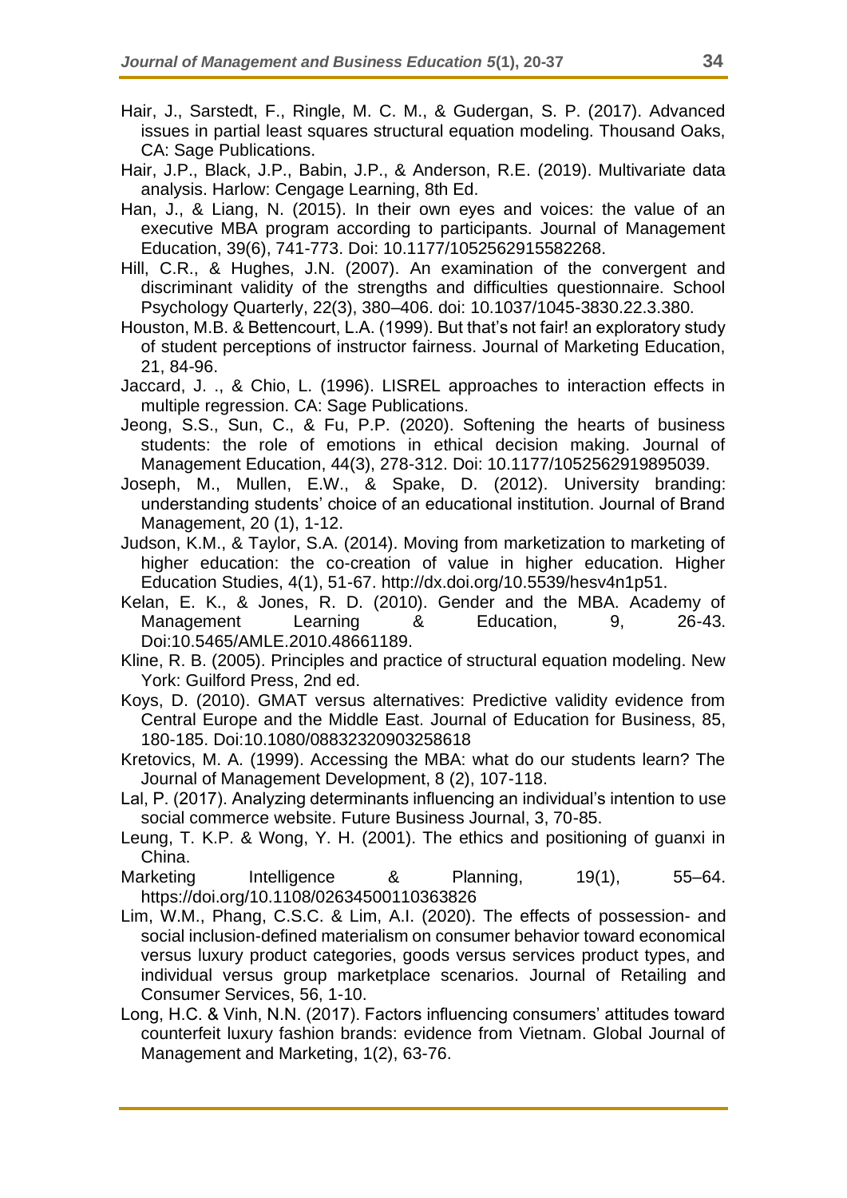Hair, J., Sarstedt, F., Ringle, M. C. M., & Gudergan, S. P. (2017). Advanced issues in partial least squares structural equation modeling. Thousand Oaks, CA: Sage Publications.

Hair, J.P., Black, J.P., Babin, J.P., & Anderson, R.E. (2019). Multivariate data analysis. Harlow: Cengage Learning, 8th Ed.

Han, J., & Liang, N. (2015). In their own eyes and voices: the value of an executive MBA program according to participants. Journal of Management Education, 39(6), 741-773. Doi: 10.1177/1052562915582268.

Hill, C.R., & Hughes, J.N. (2007). An examination of the convergent and discriminant validity of the strengths and difficulties questionnaire. School Psychology Quarterly, 22(3), 380–406. doi: 10.1037/1045-3830.22.3.380.

Houston, M.B. & Bettencourt, L.A. (1999). But that's not fair! an exploratory study of student perceptions of instructor fairness. Journal of Marketing Education, 21, 84-96.

Jaccard, J. ., & Chio, L. (1996). LISREL approaches to interaction effects in multiple regression. CA: Sage Publications.

Jeong, S.S., Sun, C., & Fu, P.P. (2020). Softening the hearts of business students: the role of emotions in ethical decision making. Journal of Management Education, 44(3), 278-312. Doi: 10.1177/1052562919895039.

Joseph, M., Mullen, E.W., & Spake, D. (2012). University branding: understanding students' choice of an educational institution. Journal of Brand Management, 20 (1), 1-12.

Judson, K.M., & Taylor, S.A. (2014). Moving from marketization to marketing of higher education: the co-creation of value in higher education. Higher Education Studies, 4(1), 51-67. http://dx.doi.org/10.5539/hesv4n1p51.

Kelan, E. K., & Jones, R. D. (2010). Gender and the MBA. Academy of Management Learning & Education, 9, 26-43. Doi:10.5465/AMLE.2010.48661189.

Kline, R. B. (2005). Principles and practice of structural equation modeling. New York: Guilford Press, 2nd ed.

Koys, D. (2010). GMAT versus alternatives: Predictive validity evidence from Central Europe and the Middle East. Journal of Education for Business, 85, 180-185. Doi:10.1080/08832320903258618

Kretovics, M. A. (1999). Accessing the MBA: what do our students learn? The Journal of Management Development, 8 (2), 107-118.

Lal, P. (2017). Analyzing determinants influencing an individual's intention to use social commerce website. Future Business Journal, 3, 70-85.

Leung, T. K.P. & Wong, Y. H. (2001). The ethics and positioning of guanxi in China. Marketing Intelligence & Planning, 19(1), 55–64. https://doi.org/10.1108/02634500110363826

Lim, W.M., Phang, C.S.C. & Lim, A.I. (2020). The effects of possession- and social inclusion-defined materialism on consumer behavior toward economical versus luxury product categories, goods versus services product types, and individual versus group marketplace scenarios. Journal of Retailing and Consumer Services, 56, 1-10.

Long, H.C. & Vinh, N.N. (2017). Factors influencing consumers' attitudes toward counterfeit luxury fashion brands: evidence from Vietnam. Global Journal of Management and Marketing, 1(2), 63-76.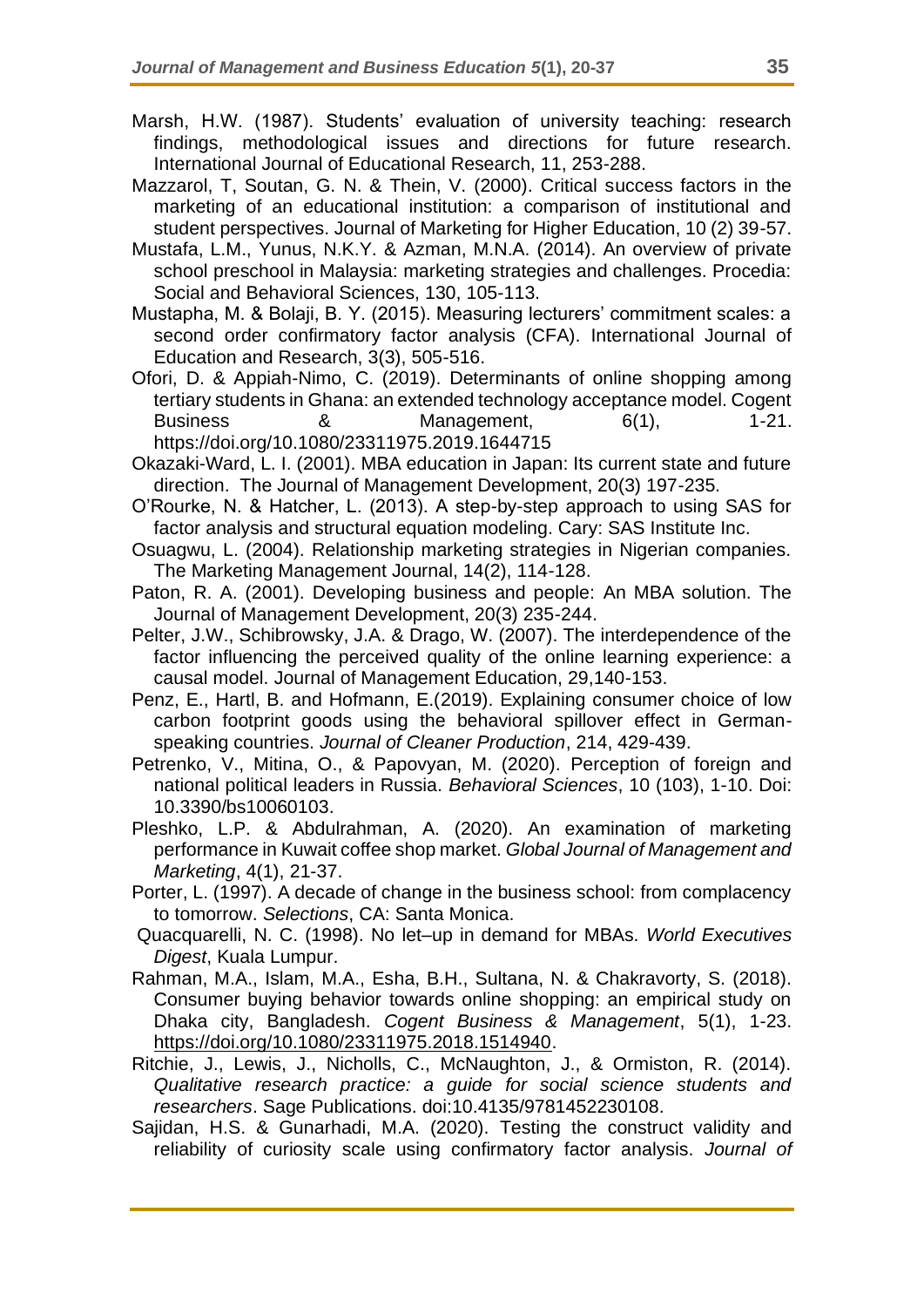Marsh, H.W. (1987). Students' evaluation of university teaching: research findings, methodological issues and directions for future research. International Journal of Educational Research, 11, 253-288.

Mazzarol, T, Soutan, G. N. & Thein, V. (2000). Critical success factors in the marketing of an educational institution: a comparison of institutional and student perspectives. Journal of Marketing for Higher Education, 10 (2) 39-57.

Mustafa, L.M., Yunus, N.K.Y. & Azman, M.N.A. (2014). An overview of private school preschool in Malaysia: marketing strategies and challenges. Procedia: Social and Behavioral Sciences, 130, 105-113.

Mustapha, M. & Bolaji, B. Y. (2015). Measuring lecturers' commitment scales: a second order confirmatory factor analysis (CFA). International Journal of Education and Research, 3(3), 505-516.

Ofori, D. & Appiah-Nimo, C. (2019). Determinants of online shopping among tertiary students in Ghana: an extended technology acceptance model. Cogent Business & Management, 6(1), 1-21. https://doi.org/10.1080/23311975.2019.1644715

Okazaki-Ward, L. I. (2001). MBA education in Japan: Its current state and future direction. The Journal of Management Development, 20(3) 197-235.

O'Rourke, N. & Hatcher, L. (2013). A step-by-step approach to using SAS for factor analysis and structural equation modeling. Cary: SAS Institute Inc.

Osuagwu, L. (2004). Relationship marketing strategies in Nigerian companies. The Marketing Management Journal, 14(2), 114-128.

Paton, R. A. (2001). Developing business and people: An MBA solution. The Journal of Management Development, 20(3) 235-244.

Pelter, J.W., Schibrowsky, J.A. & Drago, W. (2007). The interdependence of the factor influencing the perceived quality of the online learning experience: a causal model. Journal of Management Education, 29,140-153.

Penz, E., Hartl, B. and Hofmann, E.(2019). Explaining consumer choice of low carbon footprint goods using the behavioral spillover effect in German-speaking countries. *Journal of Cleaner Production*, 214, 429-439.

Petrenko, V., Mitina, O., & Papovyan, M. (2020). Perception of foreign and national political leaders in Russia. *Behavioral Sciences*, 10 (103), 1-10. Doi: 10.3390/bs10060103.

Pleshko, L.P. & Abdulrahman, A. (2020). An examination of marketing performance in Kuwait coffee shop market. *Global Journal of Management and Marketing*, 4(1), 21-37.

Porter, L. (1997). A decade of change in the business school: from complacency to tomorrow. *Selections*, CA: Santa Monica.

Quacquarelli, N. C. (1998). No let–up in demand for MBAs. *World Executives Digest*, Kuala Lumpur.

Rahman, M.A., Islam, M.A., Esha, B.H., Sultana, N. & Chakravorty, S. (2018). Consumer buying behavior towards online shopping: an empirical study on Dhaka city, Bangladesh. *Cogent Business & Management*, 5(1), 1-23. https://doi.org/10.1080/23311975.2018.1514940.

Ritchie, J., Lewis, J., Nicholls, C., McNaughton, J., & Ormiston, R. (2014). *Qualitative research practice: a guide for social science students and researchers*. Sage Publications. doi:10.4135/9781452230108.

Sajidan, H.S. & Gunarhadi, M.A. (2020). Testing the construct validity and reliability of curiosity scale using confirmatory factor analysis. *Journal of*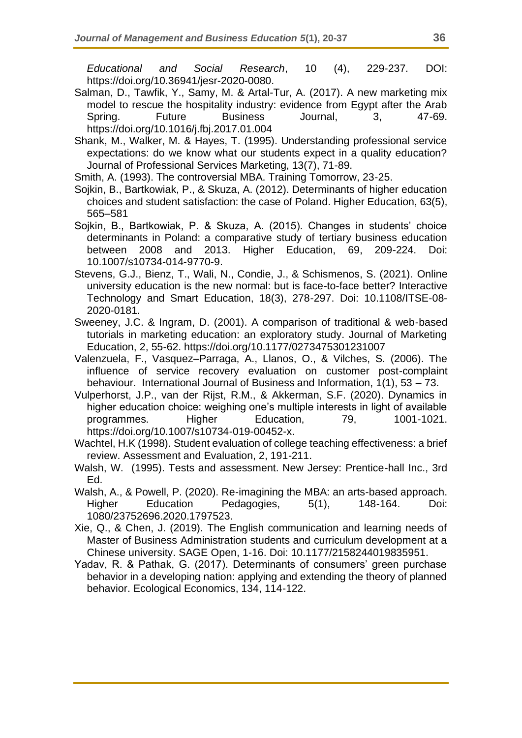*Educational and Social Research*, 10 (4), 229-237. DOI: https://doi.org/10.36941/jesr-2020-0080.

Salman, D., Tawfik, Y., Samy, M. & Artal-Tur, A. (2017). A new marketing mix model to rescue the hospitality industry: evidence from Egypt after the Arab Spring. Future Business Journal, 3, 47-69. https://doi.org/10.1016/j.fbj.2017.01.004

Shank, M., Walker, M. & Hayes, T. (1995). Understanding professional service expectations: do we know what our students expect in a quality education? Journal of Professional Services Marketing, 13(7), 71-89.

Smith, A. (1993). The controversial MBA. Training Tomorrow, 23-25.

Sojkin, B., Bartkowiak, P., & Skuza, A. (2012). Determinants of higher education choices and student satisfaction: the case of Poland. Higher Education, 63(5), 565–581

Sojkin, B., Bartkowiak, P. & Skuza, A. (2015). Changes in students' choice determinants in Poland: a comparative study of tertiary business education between 2008 and 2013. Higher Education, 69, 209-224. Doi: 10.1007/s10734-014-9770-9.

Stevens, G.J., Bienz, T., Wali, N., Condie, J., & Schismenos, S. (2021). Online university education is the new normal: but is face-to-face better? Interactive Technology and Smart Education, 18(3), 278-297. Doi: 10.1108/ITSE-08-2020-0181.

Sweeney, J.C. & Ingram, D. (2001). A comparison of traditional & web-based tutorials in marketing education: an exploratory study. Journal of Marketing Education, 2, 55-62. https://doi.org/10.1177/0273475301231007

Valenzuela, F., Vasquez–Parraga, A., Llanos, O., & Vilches, S. (2006). The influence of service recovery evaluation on customer post-complaint behaviour. International Journal of Business and Information, 1(1), 53 – 73.

Vulperhorst, J.P., van der Rijst, R.M., & Akkerman, S.F. (2020). Dynamics in higher education choice: weighing one's multiple interests in light of available programmes. Higher Education, 79, 1001-1021. https://doi.org/10.1007/s10734-019-00452-x.

Wachtel, H.K (1998). Student evaluation of college teaching effectiveness: a brief review. Assessment and Evaluation, 2, 191-211.

Walsh, W. (1995). Tests and assessment. New Jersey: Prentice-hall Inc., 3rd Ed.

Walsh, A., & Powell, P. (2020). Re-imagining the MBA: an arts-based approach. Higher Education Pedagogies, 5(1), 148-164. Doi: 1080/23752696.2020.1797523.

Xie, Q., & Chen, J. (2019). The English communication and learning needs of Master of Business Administration students and curriculum development at a Chinese university. SAGE Open, 1-16. Doi: 10.1177/2158244019835951.

Yadav, R. & Pathak, G. (2017). Determinants of consumers' green purchase behavior in a developing nation: applying and extending the theory of planned behavior. Ecological Economics, 134, 114-122.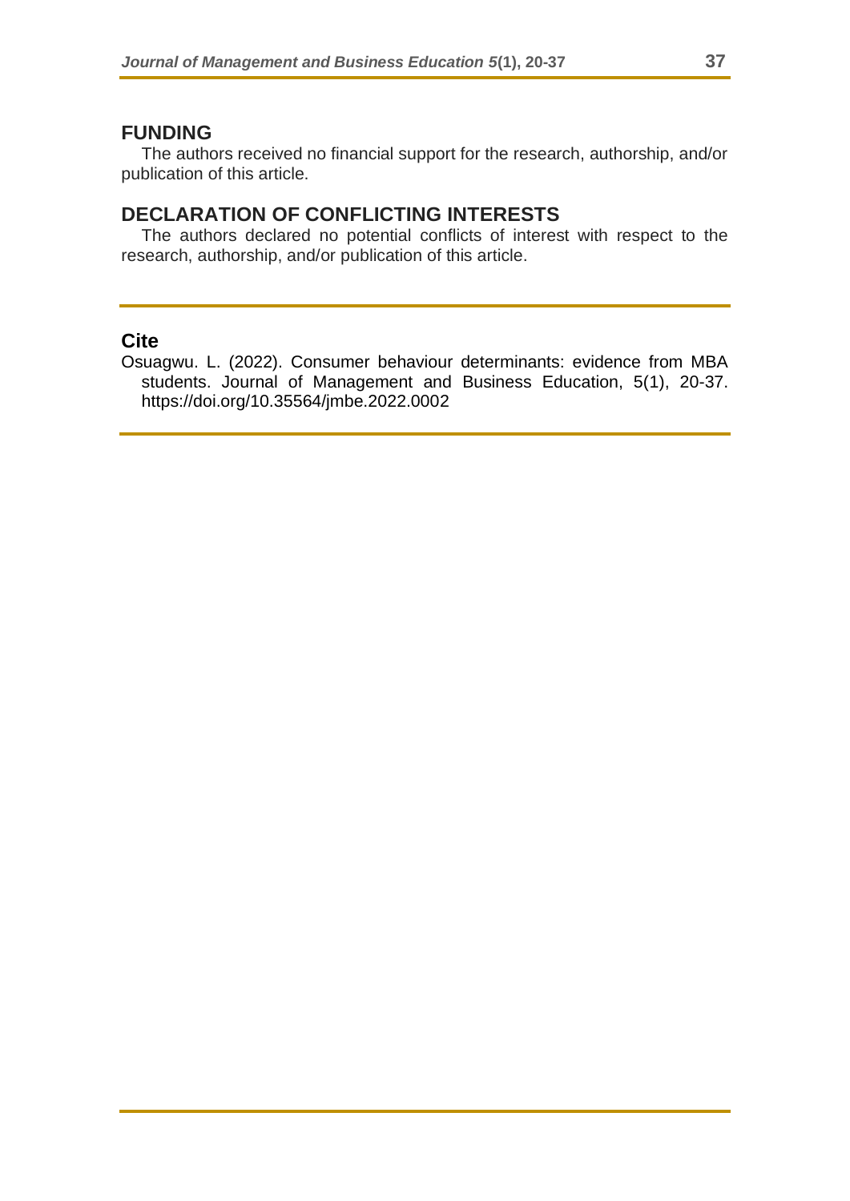## FUNDING

The authors received no financial support for the research, authorship, and/or publication of this article.

## DECLARATION OF CONFLICTING INTERESTS

The authors declared no potential conflicts of interest with respect to the research, authorship, and/or publication of this article.

## Cite

Osuagwu. L. (2022). Consumer behaviour determinants: evidence from MBA students. Journal of Management and Business Education, 5(1), 20-37. https://doi.org/10.35564/jmbe.2022.0002